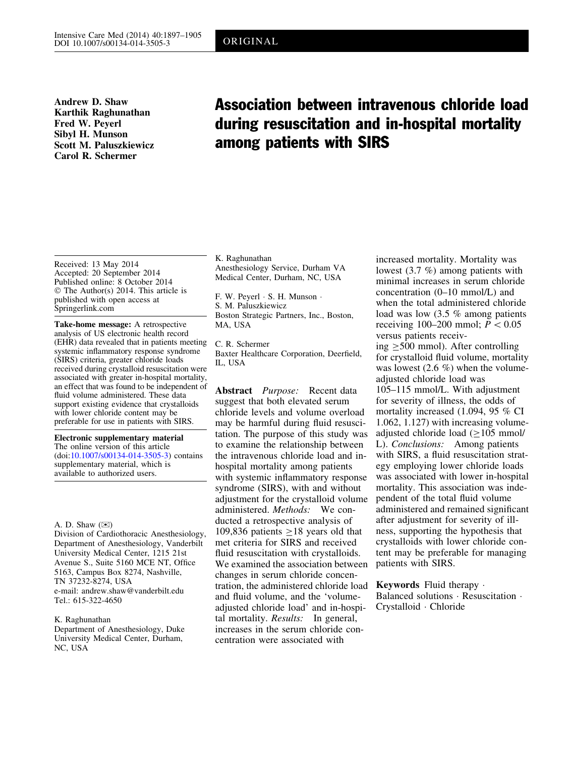ORIGINAL

Andrew D. Shaw
Karthik Raghunathan
Fred W. Peyerl
Sibyl H. Munson
Scott M. Paluszkiewicz
Carol R. Schermer

# Association between intravenous chloride load during resuscitation and in-hospital mortality among patients with SIRS

Received: 13 May 2014
Accepted: 20 September 2014
Published online: 8 October 2014
© The Author(s) 2014. This article is published with open access at Springerlink.com

**Take-home message:** A retrospective analysis of US electronic health record (EHR) data revealed that in patients meeting systemic inflammatory response syndrome (SIRS) criteria, greater chloride loads received during crystalloid resuscitation were associated with greater in-hospital mortality, an effect that was found to be independent of fluid volume administered. These data support existing evidence that crystalloids with lower chloride content may be preferable for use in patients with SIRS.

**Electronic supplementary material**
The online version of this article (doi:10.1007/s00134-014-3505-3) contains supplementary material, which is available to authorized users.

A. D. Shaw (✉)
Division of Cardiothoracic Anesthesiology, Department of Anesthesiology, Vanderbilt University Medical Center, 1215 21st Avenue S., Suite 5160 MCE NT, Office 5163, Campus Box 8274, Nashville, TN 37232-8274, USA
e-mail: andrew.shaw@vanderbilt.edu
Tel.: 615-322-4650

K. Raghunathan
Department of Anesthesiology, Duke University Medical Center, Durham, NC, USA

K. Raghunathan
Anesthesiology Service, Durham VA Medical Center, Durham, NC, USA

F. W. Peyerl · S. H. Munson · S. M. Paluszkiewicz
Boston Strategic Partners, Inc., Boston, MA, USA

C. R. Schermer
Baxter Healthcare Corporation, Deerfield, IL, USA

**Abstract** *Purpose:* Recent data suggest that both elevated serum chloride levels and volume overload may be harmful during fluid resuscitation. The purpose of this study was to examine the relationship between the intravenous chloride load and in-hospital mortality among patients with systemic inflammatory response syndrome (SIRS), with and without adjustment for the crystalloid volume administered. *Methods:* We conducted a retrospective analysis of 109,836 patients ≥18 years old that met criteria for SIRS and received fluid resuscitation with crystalloids. We examined the association between changes in serum chloride concentration, the administered chloride load and fluid volume, and the 'volume-adjusted chloride load' and in-hospital mortality. *Results:* In general, increases in the serum chloride concentration were associated with increased mortality. Mortality was lowest (3.7 %) among patients with minimal increases in serum chloride concentration (0–10 mmol/L) and when the total administered chloride load was low (3.5 % among patients receiving 100–200 mmol; $P < 0.05$ versus patients receiving ≥500 mmol). After controlling for crystalloid fluid volume, mortality was lowest (2.6 %) when the volume-adjusted chloride load was 105–115 mmol/L. With adjustment for severity of illness, the odds of mortality increased (1.094, 95 % CI 1.062, 1.127) with increasing volume-adjusted chloride load (≥105 mmol/L). *Conclusions:* Among patients with SIRS, a fluid resuscitation strategy employing lower chloride loads was associated with lower in-hospital mortality. This association was independent of the total fluid volume administered and remained significant after adjustment for severity of illness, supporting the hypothesis that crystalloids with lower chloride content may be preferable for managing patients with SIRS.

**Keywords** Fluid therapy · Balanced solutions · Resuscitation · Crystalloid · Chloride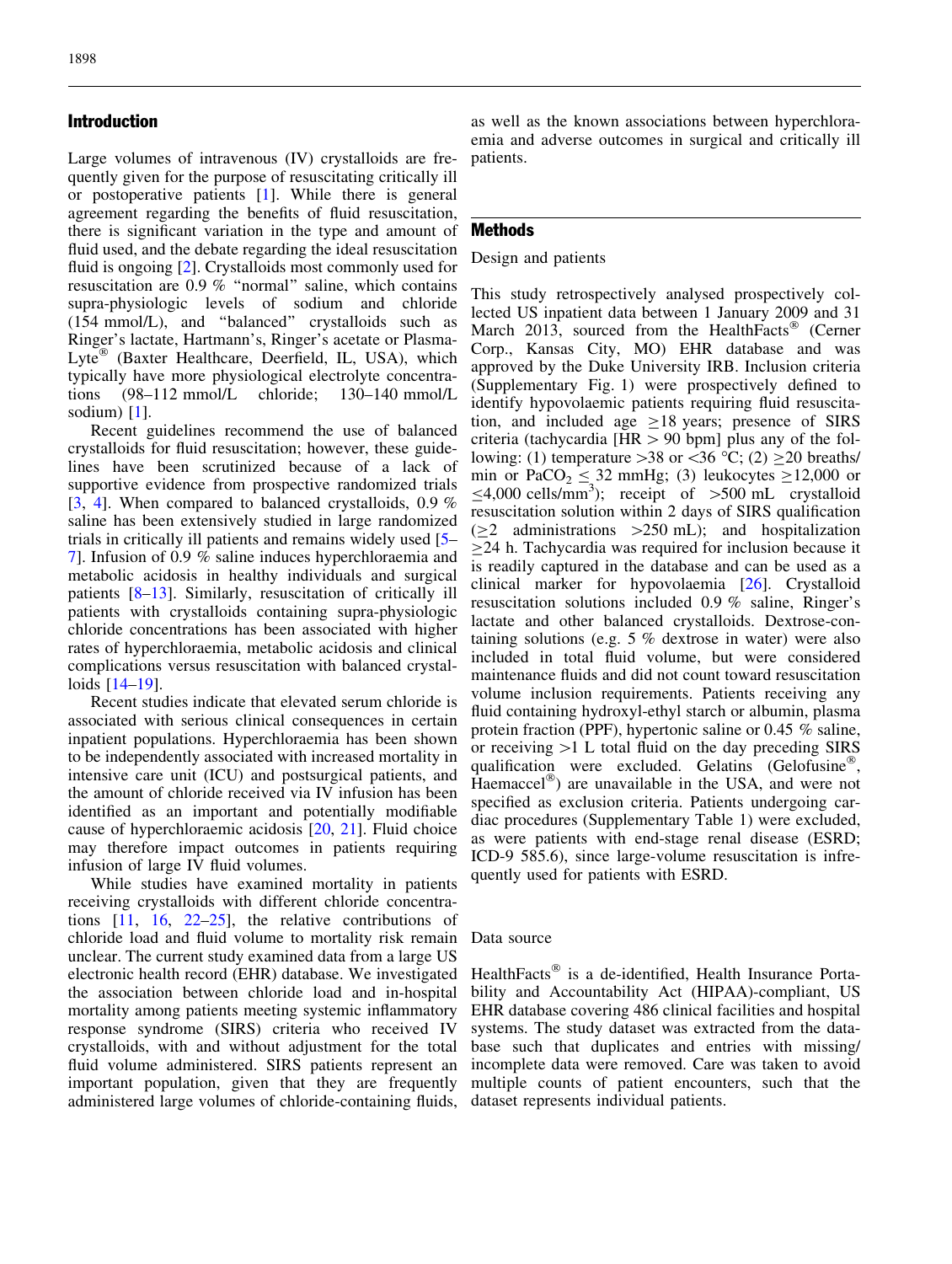## Introduction

Large volumes of intravenous (IV) crystalloids are frequently given for the purpose of resuscitating critically ill or postoperative patients [1]. While there is general agreement regarding the benefits of fluid resuscitation, there is significant variation in the type and amount of fluid used, and the debate regarding the ideal resuscitation fluid is ongoing [2]. Crystalloids most commonly used for resuscitation are 0.9 % "normal" saline, which contains supra-physiologic levels of sodium and chloride (154 mmol/L), and "balanced" crystalloids such as Ringer's lactate, Hartmann's, Ringer's acetate or Plasma-Lyte® (Baxter Healthcare, Deerfield, IL, USA), which typically have more physiological electrolyte concentrations (98–112 mmol/L chloride; 130–140 mmol/L sodium) [1].

Recent guidelines recommend the use of balanced crystalloids for fluid resuscitation; however, these guidelines have been scrutinized because of a lack of supportive evidence from prospective randomized trials [3, 4]. When compared to balanced crystalloids, 0.9 % saline has been extensively studied in large randomized trials in critically ill patients and remains widely used [5–7]. Infusion of 0.9 % saline induces hyperchloraemia and metabolic acidosis in healthy individuals and surgical patients [8–13]. Similarly, resuscitation of critically ill patients with crystalloids containing supra-physiologic chloride concentrations has been associated with higher rates of hyperchloraemia, metabolic acidosis and clinical complications versus resuscitation with balanced crystalloids [14–19].

Recent studies indicate that elevated serum chloride is associated with serious clinical consequences in certain inpatient populations. Hyperchloraemia has been shown to be independently associated with increased mortality in intensive care unit (ICU) and postsurgical patients, and the amount of chloride received via IV infusion has been identified as an important and potentially modifiable cause of hyperchloraemic acidosis [20, 21]. Fluid choice may therefore impact outcomes in patients requiring infusion of large IV fluid volumes.

While studies have examined mortality in patients receiving crystalloids with different chloride concentrations [11, 16, 22–25], the relative contributions of chloride load and fluid volume to mortality risk remain unclear. The current study examined data from a large US electronic health record (EHR) database. We investigated the association between chloride load and in-hospital mortality among patients meeting systemic inflammatory response syndrome (SIRS) criteria who received IV crystalloids, with and without adjustment for the total fluid volume administered. SIRS patients represent an important population, given that they are frequently administered large volumes of chloride-containing fluids, as well as the known associations between hyperchloraemia and adverse outcomes in surgical and critically ill patients.

## Methods

### Design and patients

This study retrospectively analysed prospectively collected US inpatient data between 1 January 2009 and 31 March 2013, sourced from the HealthFacts® (Cerner Corp., Kansas City, MO) EHR database and was approved by the Duke University IRB. Inclusion criteria (Supplementary Fig. 1) were prospectively defined to identify hypovolaemic patients requiring fluid resuscitation, and included age $\geq$18 years; presence of SIRS criteria (tachycardia [HR > 90 bpm] plus any of the following: (1) temperature >38 or <36 °C; (2) $\geq$20 breaths/min or $PaCO_2 \leq 32$ mmHg; (3) leukocytes $\geq$12,000 or $\leq$4,000 cells/mm$^3$); receipt of >500 mL crystalloid resuscitation solution within 2 days of SIRS qualification ($\geq$2 administrations >250 mL); and hospitalization $\geq$24 h. Tachycardia was required for inclusion because it is readily captured in the database and can be used as a clinical marker for hypovolaemia [26]. Crystalloid resuscitation solutions included 0.9 % saline, Ringer's lactate and other balanced crystalloids. Dextrose-containing solutions (e.g. 5 % dextrose in water) were also included in total fluid volume, but were considered maintenance fluids and did not count toward resuscitation volume inclusion requirements. Patients receiving any fluid containing hydroxyl-ethyl starch or albumin, plasma protein fraction (PPF), hypertonic saline or 0.45 % saline, or receiving >1 L total fluid on the day preceding SIRS qualification were excluded. Gelatins (Gelofusine®, Haemaccel®) are unavailable in the USA, and were not specified as exclusion criteria. Patients undergoing cardiac procedures (Supplementary Table 1) were excluded, as were patients with end-stage renal disease (ESRD; ICD-9 585.6), since large-volume resuscitation is infrequently used for patients with ESRD.

### Data source

HealthFacts® is a de-identified, Health Insurance Portability and Accountability Act (HIPAA)-compliant, US EHR database covering 486 clinical facilities and hospital systems. The study dataset was extracted from the database such that duplicates and entries with missing/incomplete data were removed. Care was taken to avoid multiple counts of patient encounters, such that the dataset represents individual patients.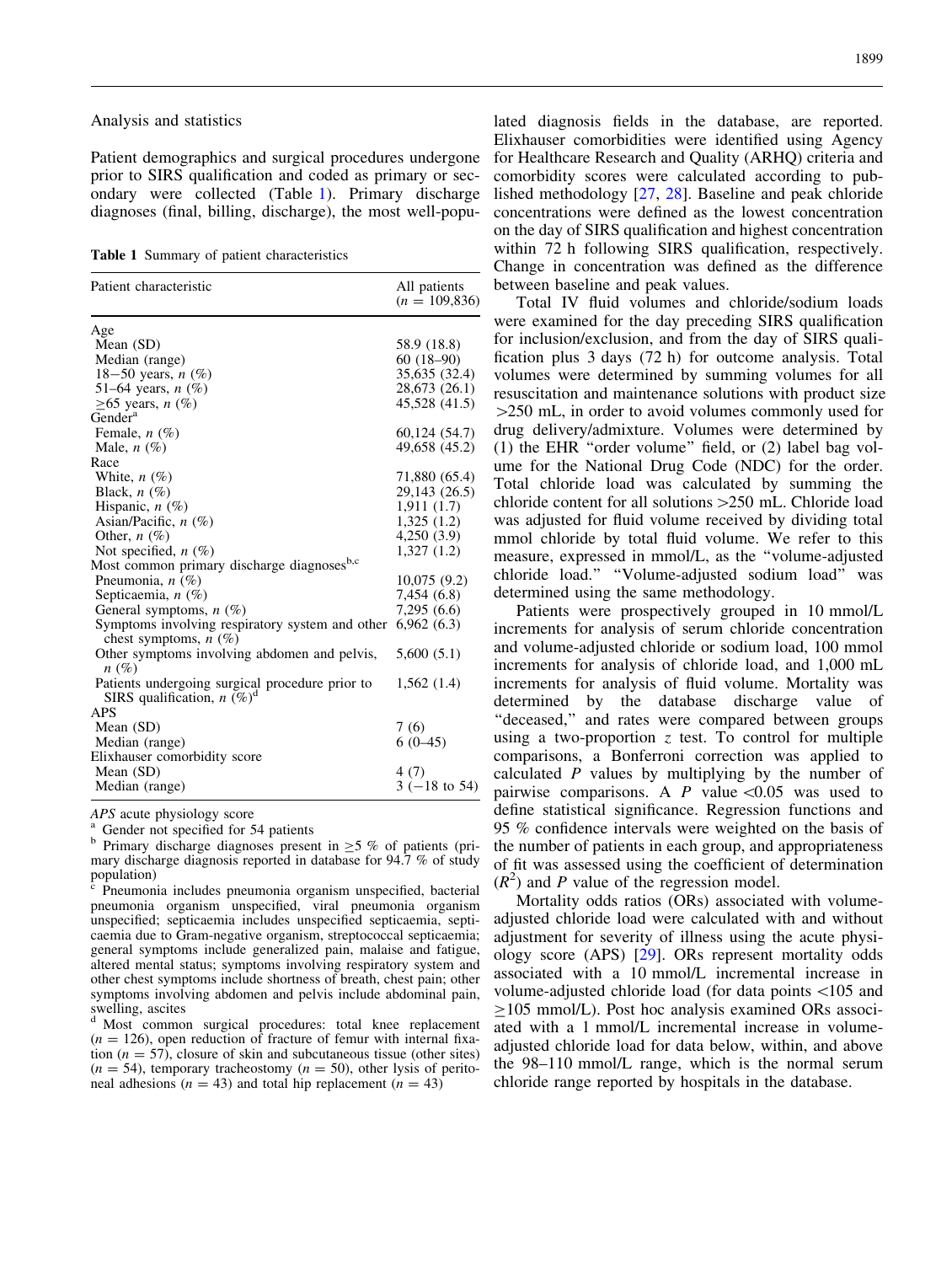## Analysis and statistics

Patient demographics and surgical procedures undergone prior to SIRS qualification and coded as primary or secondary were collected (Table 1). Primary discharge diagnoses (final, billing, discharge), the most well-populated diagnosis fields in the database, are reported. Elixhauser comorbidities were identified using Agency for Healthcare Research and Quality (ARHQ) criteria and comorbidity scores were calculated according to published methodology [27, 28]. Baseline and peak chloride concentrations were defined as the lowest concentration on the day of SIRS qualification and highest concentration within 72 h following SIRS qualification, respectively. Change in concentration was defined as the difference between baseline and peak values.

**Table 1** Summary of patient characteristics

| Patient characteristic | All patients ($n$ = 109,836) |
|---|---|
| Age | |
| Mean (SD) | 58.9 (18.8) |
| Median (range) | 60 (18–90) |
| 18−50 years, $n$ (%) | 35,635 (32.4) |
| 51–64 years, $n$ (%) | 28,673 (26.1) |
| ≥65 years, $n$ (%) | 45,528 (41.5) |
| Gender[a] | |
| Female, $n$ (%) | 60,124 (54.7) |
| Male, $n$ (%) | 49,658 (45.2) |
| Race | |
| White, $n$ (%) | 71,880 (65.4) |
| Black, $n$ (%) | 29,143 (26.5) |
| Hispanic, $n$ (%) | 1,911 (1.7) |
| Asian/Pacific, $n$ (%) | 1,325 (1.2) |
| Other, $n$ (%) | 4,250 (3.9) |
| Not specified, $n$ (%) | 1,327 (1.2) |
| Most common primary discharge diagnoses[b,c] | |
| Pneumonia, $n$ (%) | 10,075 (9.2) |
| Septicaemia, $n$ (%) | 7,454 (6.8) |
| General symptoms, $n$ (%) | 7,295 (6.6) |
| Symptoms involving respiratory system and other chest symptoms, $n$ (%) | 6,962 (6.3) |
| Other symptoms involving abdomen and pelvis, $n$ (%) | 5,600 (5.1) |
| Patients undergoing surgical procedure prior to SIRS qualification, $n$ (%)[d] | 1,562 (1.4) |
| APS | |
| Mean (SD) | 7 (6) |
| Median (range) | 6 (0–45) |
| Elixhauser comorbidity score | |
| Mean (SD) | 4 (7) |
| Median (range) | 3 (−18 to 54) |

*APS* acute physiology score

[a] Gender not specified for 54 patients

[b] Primary discharge diagnoses present in ≥5 % of patients (primary discharge diagnosis reported in database for 94.7 % of study population)

[c] Pneumonia includes pneumonia organism unspecified, bacterial pneumonia organism unspecified, viral pneumonia organism unspecified; septicaemia includes unspecified septicaemia, septicaemia due to Gram-negative organism, streptococcal septicaemia; general symptoms include generalized pain, malaise and fatigue, altered mental status; symptoms involving respiratory system and other chest symptoms include shortness of breath, chest pain; other symptoms involving abdomen and pelvis include abdominal pain, swelling, ascites

[d] Most common surgical procedures: total knee replacement ($n$ = 126), open reduction of fracture of femur with internal fixation ($n$ = 57), closure of skin and subcutaneous tissue (other sites) ($n$ = 54), temporary tracheostomy ($n$ = 50), other lysis of peritoneal adhesions ($n$ = 43) and total hip replacement ($n$ = 43)

Total IV fluid volumes and chloride/sodium loads were examined for the day preceding SIRS qualification for inclusion/exclusion, and from the day of SIRS qualification plus 3 days (72 h) for outcome analysis. Total volumes were determined by summing volumes for all resuscitation and maintenance solutions with product size >250 mL, in order to avoid volumes commonly used for drug delivery/admixture. Volumes were determined by (1) the EHR "order volume" field, or (2) label bag volume for the National Drug Code (NDC) for the order. Total chloride load was calculated by summing the chloride content for all solutions >250 mL. Chloride load was adjusted for fluid volume received by dividing total mmol chloride by total fluid volume. We refer to this measure, expressed in mmol/L, as the "volume-adjusted chloride load." "Volume-adjusted sodium load" was determined using the same methodology.

Patients were prospectively grouped in 10 mmol/L increments for analysis of serum chloride concentration and volume-adjusted chloride or sodium load, 100 mmol increments for analysis of chloride load, and 1,000 mL increments for analysis of fluid volume. Mortality was determined by the database discharge value of "deceased," and rates were compared between groups using a two-proportion $z$ test. To control for multiple comparisons, a Bonferroni correction was applied to calculated $P$ values by multiplying by the number of pairwise comparisons. A $P$ value <0.05 was used to define statistical significance. Regression functions and 95 % confidence intervals were weighted on the basis of the number of patients in each group, and appropriateness of fit was assessed using the coefficient of determination ($R^2$) and $P$ value of the regression model.

Mortality odds ratios (ORs) associated with volume-adjusted chloride load were calculated with and without adjustment for severity of illness using the acute physiology score (APS) [29]. ORs represent mortality odds associated with a 10 mmol/L incremental increase in volume-adjusted chloride load (for data points <105 and ≥105 mmol/L). Post hoc analysis examined ORs associated with a 1 mmol/L incremental increase in volume-adjusted chloride load for data below, within, and above the 98–110 mmol/L range, which is the normal serum chloride range reported by hospitals in the database.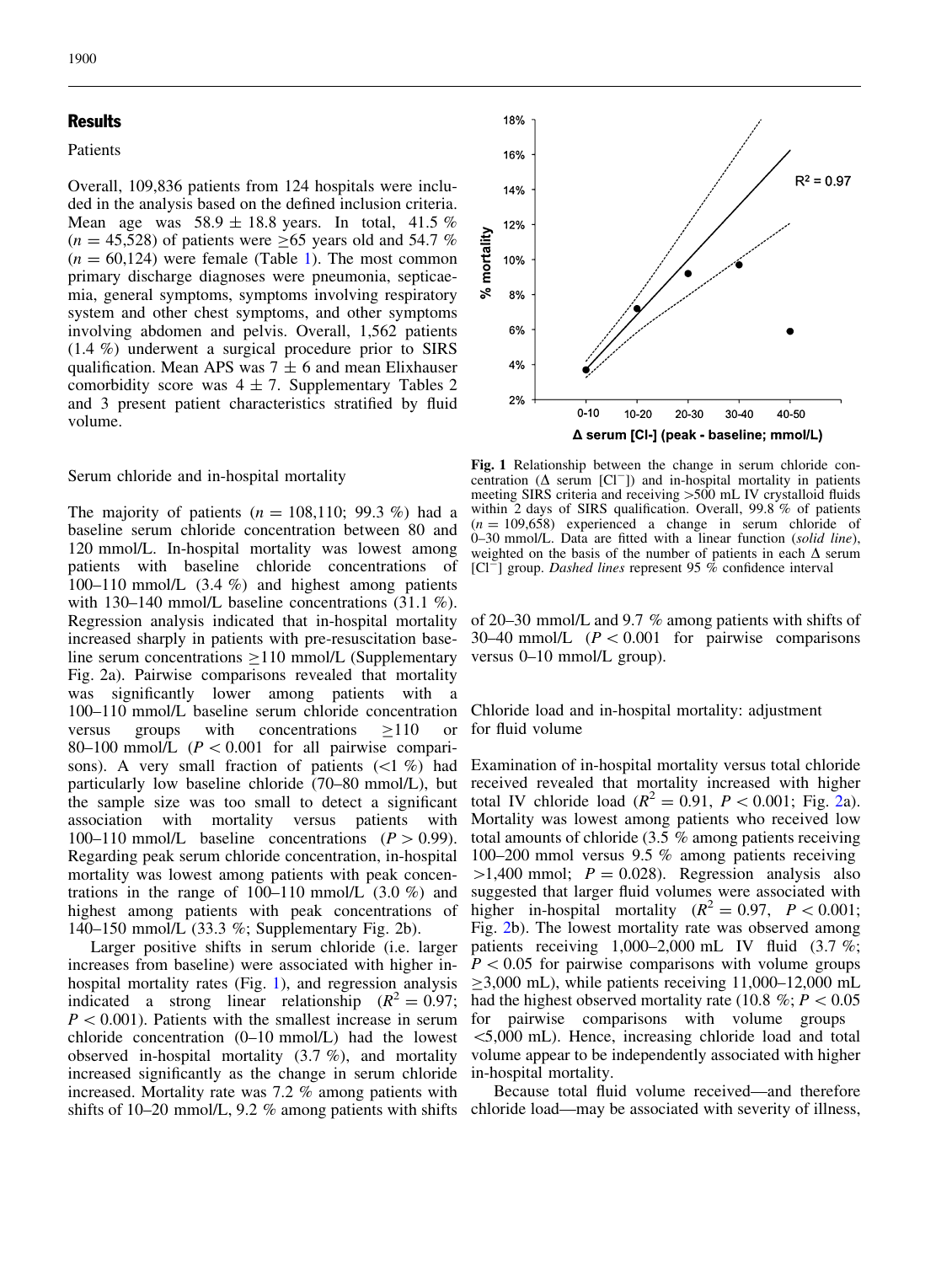## Results

Patients

Overall, 109,836 patients from 124 hospitals were included in the analysis based on the defined inclusion criteria. Mean age was 58.9 ± 18.8 years. In total, 41.5 % ($n = 45{,}528$) of patients were ≥65 years old and 54.7 % ($n = 60{,}124$) were female (Table 1). The most common primary discharge diagnoses were pneumonia, septicaemia, general symptoms, symptoms involving respiratory system and other chest symptoms, and other symptoms involving abdomen and pelvis. Overall, 1,562 patients (1.4 %) underwent a surgical procedure prior to SIRS qualification. Mean APS was 7 ± 6 and mean Elixhauser comorbidity score was 4 ± 7. Supplementary Tables 2 and 3 present patient characteristics stratified by fluid volume.

Serum chloride and in-hospital mortality

The majority of patients ($n = 108{,}110$; 99.3 %) had a baseline serum chloride concentration between 80 and 120 mmol/L. In-hospital mortality was lowest among patients with baseline chloride concentrations of 100–110 mmol/L (3.4 %) and highest among patients with 130–140 mmol/L baseline concentrations (31.1 %). Regression analysis indicated that in-hospital mortality increased sharply in patients with pre-resuscitation baseline serum concentrations ≥110 mmol/L (Supplementary Fig. 2a). Pairwise comparisons revealed that mortality was significantly lower among patients with a 100–110 mmol/L baseline serum chloride concentration versus groups with concentrations ≥110 or 80–100 mmol/L ($P < 0.001$ for all pairwise comparisons). A very small fraction of patients (<1 %) had particularly low baseline chloride (70–80 mmol/L), but the sample size was too small to detect a significant association with mortality versus patients with 100–110 mmol/L baseline concentrations ($P > 0.99$). Regarding peak serum chloride concentration, in-hospital mortality was lowest among patients with peak concentrations in the range of 100–110 mmol/L (3.0 %) and highest among patients with peak concentrations of 140–150 mmol/L (33.3 %; Supplementary Fig. 2b).

Larger positive shifts in serum chloride (i.e. larger increases from baseline) were associated with higher in-hospital mortality rates (Fig. 1), and regression analysis indicated a strong linear relationship ($R^2 = 0.97$; $P < 0.001$). Patients with the smallest increase in serum chloride concentration (0–10 mmol/L) had the lowest observed in-hospital mortality (3.7 %), and mortality increased significantly as the change in serum chloride increased. Mortality rate was 7.2 % among patients with shifts of 10–20 mmol/L, 9.2 % among patients with shifts of 20–30 mmol/L and 9.7 % among patients with shifts of 30–40 mmol/L ($P < 0.001$ for pairwise comparisons versus 0–10 mmol/L group).

**Fig. 1** Relationship between the change in serum chloride concentration (Δ serum [$Cl^-$]) and in-hospital mortality in patients meeting SIRS criteria and receiving >500 mL IV crystalloid fluids within 2 days of SIRS qualification. Overall, 99.8 % of patients ($n = 109{,}658$) experienced a change in serum chloride of 0–30 mmol/L. Data are fitted with a linear function (*solid line*), weighted on the basis of the number of patients in each Δ serum [$Cl^-$] group. *Dashed lines* represent 95 % confidence interval

Chloride load and in-hospital mortality: adjustment for fluid volume

Examination of in-hospital mortality versus total chloride received revealed that mortality increased with higher total IV chloride load ($R^2 = 0.91$, $P < 0.001$; Fig. 2a). Mortality was lowest among patients who received low total amounts of chloride (3.5 % among patients receiving 100–200 mmol versus 9.5 % among patients receiving >1,400 mmol; $P = 0.028$). Regression analysis also suggested that larger fluid volumes were associated with higher in-hospital mortality ($R^2 = 0.97$, $P < 0.001$; Fig. 2b). The lowest mortality rate was observed among patients receiving 1,000–2,000 mL IV fluid (3.7 %; $P < 0.05$ for pairwise comparisons with volume groups ≥3,000 mL), while patients receiving 11,000–12,000 mL had the highest observed mortality rate (10.8 %; $P < 0.05$ for pairwise comparisons with volume groups <5,000 mL). Hence, increasing chloride load and total volume appear to be independently associated with higher in-hospital mortality.

Because total fluid volume received—and therefore chloride load—may be associated with severity of illness,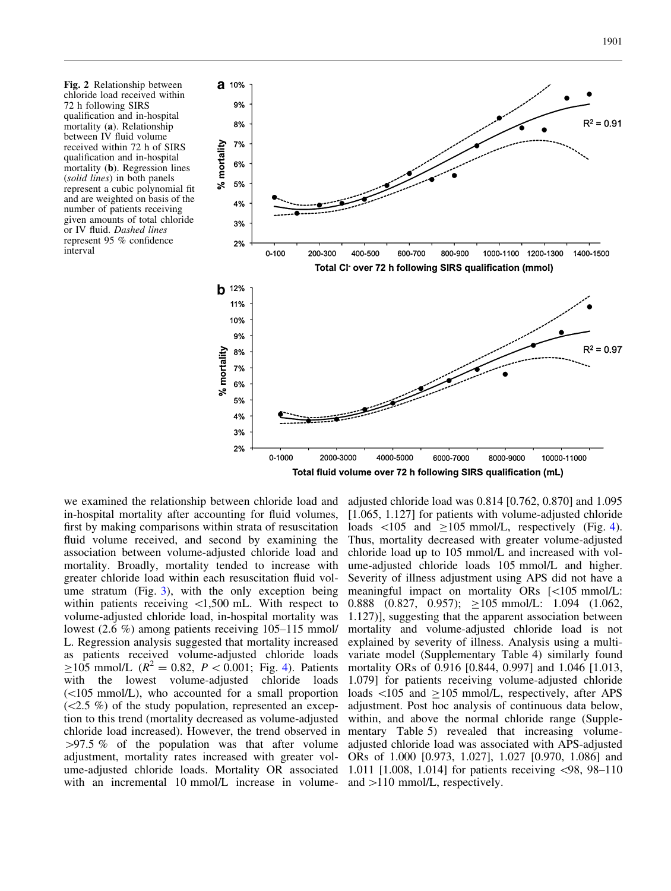**Fig. 2** Relationship between chloride load received within 72 h following SIRS qualification and in-hospital mortality (**a**). Relationship between IV fluid volume received within 72 h of SIRS qualification and in-hospital mortality (**b**). Regression lines (*solid lines*) in both panels represent a cubic polynomial fit and are weighted on basis of the number of patients receiving given amounts of total chloride or IV fluid. *Dashed lines* represent 95 % confidence interval

we examined the relationship between chloride load and in-hospital mortality after accounting for fluid volumes, first by making comparisons within strata of resuscitation fluid volume received, and second by examining the association between volume-adjusted chloride load and mortality. Broadly, mortality tended to increase with greater chloride load within each resuscitation fluid volume stratum (Fig. 3), with the only exception being within patients receiving <1,500 mL. With respect to volume-adjusted chloride load, in-hospital mortality was lowest (2.6 %) among patients receiving 105–115 mmol/L. Regression analysis suggested that mortality increased as patients received volume-adjusted chloride loads ≥105 mmol/L ($R^2 = 0.82$, $P < 0.001$; Fig. 4). Patients with the lowest volume-adjusted chloride loads (<105 mmol/L), who accounted for a small proportion (<2.5 %) of the study population, represented an exception to this trend (mortality decreased as volume-adjusted chloride load increased). However, the trend observed in >97.5 % of the population was that after volume adjustment, mortality rates increased with greater volume-adjusted chloride loads. Mortality OR associated with an incremental 10 mmol/L increase in volume-adjusted chloride load was 0.814 [0.762, 0.870] and 1.095 [1.065, 1.127] for patients with volume-adjusted chloride loads <105 and ≥105 mmol/L, respectively (Fig. 4). Thus, mortality decreased with greater volume-adjusted chloride load up to 105 mmol/L and increased with volume-adjusted chloride loads 105 mmol/L and higher. Severity of illness adjustment using APS did not have a meaningful impact on mortality ORs [<105 mmol/L: 0.888 (0.827, 0.957); ≥105 mmol/L: 1.094 (1.062, 1.127)], suggesting that the apparent association between mortality and volume-adjusted chloride load is not explained by severity of illness. Analysis using a multivariate model (Supplementary Table 4) similarly found mortality ORs of 0.916 [0.844, 0.997] and 1.046 [1.013, 1.079] for patients receiving volume-adjusted chloride loads <105 and ≥105 mmol/L, respectively, after APS adjustment. Post hoc analysis of continuous data below, within, and above the normal chloride range (Supplementary Table 5) revealed that increasing volume-adjusted chloride load was associated with APS-adjusted ORs of 1.000 [0.973, 1.027], 1.027 [0.970, 1.086] and 1.011 [1.008, 1.014] for patients receiving <98, 98–110 and >110 mmol/L, respectively.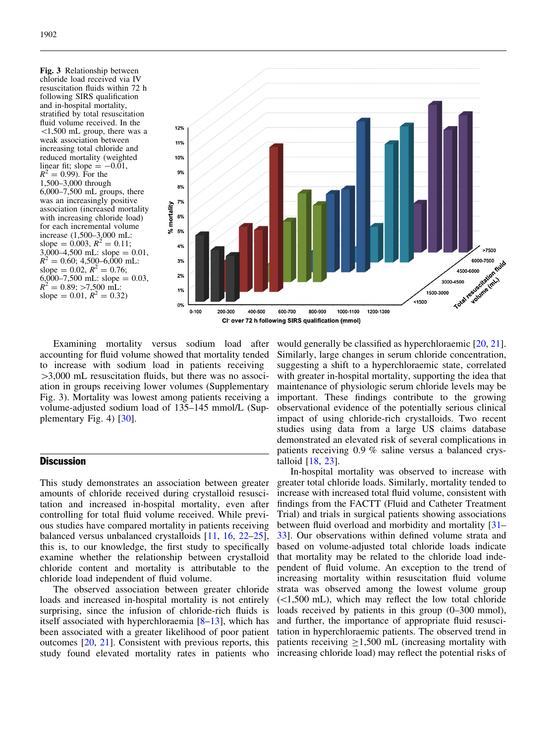**Fig. 3** Relationship between chloride load received via IV resuscitation fluids within 72 h following SIRS qualification and in-hospital mortality, stratified by total resuscitation fluid volume received. In the <1,500 mL group, there was a weak association between increasing total chloride and reduced mortality (weighted linear fit; slope = −0.01, $R^2 = 0.99$). For the 1,500–3,000 through 6,000–7,500 mL groups, there was an increasingly positive association (increased mortality with increasing chloride load) for each incremental volume increase (1,500–3,000 mL: slope = 0.003, $R^2 = 0.11$; 3,000–4,500 mL: slope = 0.01, $R^2 = 0.60$; 4,500–6,000 mL: slope = 0.02, $R^2 = 0.76$; 6,000–7,500 mL: slope = 0.03, $R^2 = 0.89$; >7,500 mL: slope = 0.01, $R^2 = 0.32$)

Examining mortality versus sodium load after accounting for fluid volume showed that mortality tended to increase with sodium load in patients receiving >3,000 mL resuscitation fluids, but there was no association in groups receiving lower volumes (Supplementary Fig. 3). Mortality was lowest among patients receiving a volume-adjusted sodium load of 135–145 mmol/L (Supplementary Fig. 4) [30].

## Discussion

This study demonstrates an association between greater amounts of chloride received during crystalloid resuscitation and increased in-hospital mortality, even after controlling for total fluid volume received. While previous studies have compared mortality in patients receiving balanced versus unbalanced crystalloids [11, 16, 22–25], this is, to our knowledge, the first study to specifically examine whether the relationship between crystalloid chloride content and mortality is attributable to the chloride load independent of fluid volume.

The observed association between greater chloride loads and increased in-hospital mortality is not entirely surprising, since the infusion of chloride-rich fluids is itself associated with hyperchloraemia [8–13], which has been associated with a greater likelihood of poor patient outcomes [20, 21]. Consistent with previous reports, this study found elevated mortality rates in patients who would generally be classified as hyperchloraemic [20, 21]. Similarly, large changes in serum chloride concentration, suggesting a shift to a hyperchloraemic state, correlated with greater in-hospital mortality, supporting the idea that maintenance of physiologic serum chloride levels may be important. These findings contribute to the growing observational evidence of the potentially serious clinical impact of using chloride-rich crystalloids. Two recent studies using data from a large US claims database demonstrated an elevated risk of several complications in patients receiving 0.9 % saline versus a balanced crystalloid [18, 23].

In-hospital mortality was observed to increase with greater total chloride loads. Similarly, mortality tended to increase with increased total fluid volume, consistent with findings from the FACTT (Fluid and Catheter Treatment Trial) and trials in surgical patients showing associations between fluid overload and morbidity and mortality [31–33]. Our observations within defined volume strata and based on volume-adjusted total chloride loads indicate that mortality may be related to the chloride load independent of fluid volume. An exception to the trend of increasing mortality within resuscitation fluid volume strata was observed among the lowest volume group (<1,500 mL), which may reflect the low total chloride loads received by patients in this group (0–300 mmol), and further, the importance of appropriate fluid resuscitation in hyperchloraemic patients. The observed trend in patients receiving ≥1,500 mL (increasing mortality with increasing chloride load) may reflect the potential risks of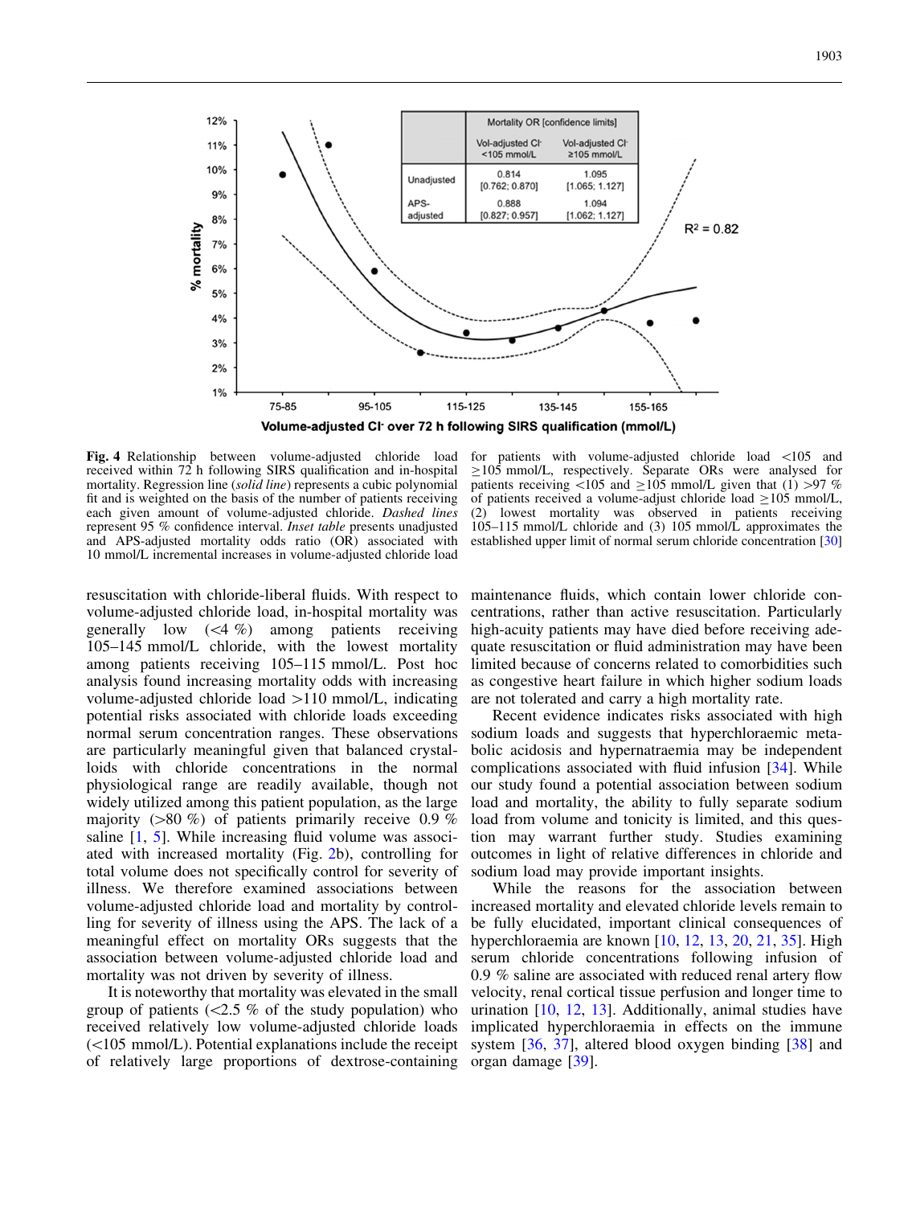| | Mortality OR [confidence limits] | |
|---|---|---|
| | Vol-adjusted $Cl^-$ <105 mmol/L | Vol-adjusted $Cl^-$ ≥105 mmol/L |
| Unadjusted | 0.814 [0.762; 0.870] | 1.095 [1.065; 1.127] |
| APS-adjusted | 0.888 [0.827; 0.957] | 1.094 [1.062; 1.127] |

**Fig. 4** Relationship between volume-adjusted chloride load received within 72 h following SIRS qualification and in-hospital mortality. Regression line (*solid line*) represents a cubic polynomial fit and is weighted on the basis of the number of patients receiving each given amount of volume-adjusted chloride. *Dashed lines* represent 95 % confidence interval. *Inset table* presents unadjusted and APS-adjusted mortality odds ratio (OR) associated with 10 mmol/L incremental increases in volume-adjusted chloride load for patients with volume-adjusted chloride load <105 and ≥105 mmol/L, respectively. Separate ORs were analysed for patients receiving <105 and ≥105 mmol/L given that (1) >97 % of patients received a volume-adjust chloride load ≥105 mmol/L, (2) lowest mortality was observed in patients receiving 105–115 mmol/L chloride and (3) 105 mmol/L approximates the established upper limit of normal serum chloride concentration [30]

resuscitation with chloride-liberal fluids. With respect to volume-adjusted chloride load, in-hospital mortality was generally low (<4 %) among patients receiving 105–145 mmol/L chloride, with the lowest mortality among patients receiving 105–115 mmol/L. Post hoc analysis found increasing mortality odds with increasing volume-adjusted chloride load >110 mmol/L, indicating potential risks associated with chloride loads exceeding normal serum concentration ranges. These observations are particularly meaningful given that balanced crystalloids with chloride concentrations in the normal physiological range are readily available, though not widely utilized among this patient population, as the large majority (>80 %) of patients primarily receive 0.9 % saline [1, 5]. While increasing fluid volume was associated with increased mortality (Fig. 2b), controlling for total volume does not specifically control for severity of illness. We therefore examined associations between volume-adjusted chloride load and mortality by controlling for severity of illness using the APS. The lack of a meaningful effect on mortality ORs suggests that the association between volume-adjusted chloride load and mortality was not driven by severity of illness.

It is noteworthy that mortality was elevated in the small group of patients (<2.5 % of the study population) who received relatively low volume-adjusted chloride loads (<105 mmol/L). Potential explanations include the receipt of relatively large proportions of dextrose-containing maintenance fluids, which contain lower chloride concentrations, rather than active resuscitation. Particularly high-acuity patients may have died before receiving adequate resuscitation or fluid administration may have been limited because of concerns related to comorbidities such as congestive heart failure in which higher sodium loads are not tolerated and carry a high mortality rate.

Recent evidence indicates risks associated with high sodium loads and suggests that hyperchloraemic metabolic acidosis and hypernatraemia may be independent complications associated with fluid infusion [34]. While our study found a potential association between sodium load and mortality, the ability to fully separate sodium load from volume and tonicity is limited, and this question may warrant further study. Studies examining outcomes in light of relative differences in chloride and sodium load may provide important insights.

While the reasons for the association between increased mortality and elevated chloride levels remain to be fully elucidated, important clinical consequences of hyperchloraemia are known [10, 12, 13, 20, 21, 35]. High serum chloride concentrations following infusion of 0.9 % saline are associated with reduced renal artery flow velocity, renal cortical tissue perfusion and longer time to urination [10, 12, 13]. Additionally, animal studies have implicated hyperchloraemia in effects on the immune system [36, 37], altered blood oxygen binding [38] and organ damage [39].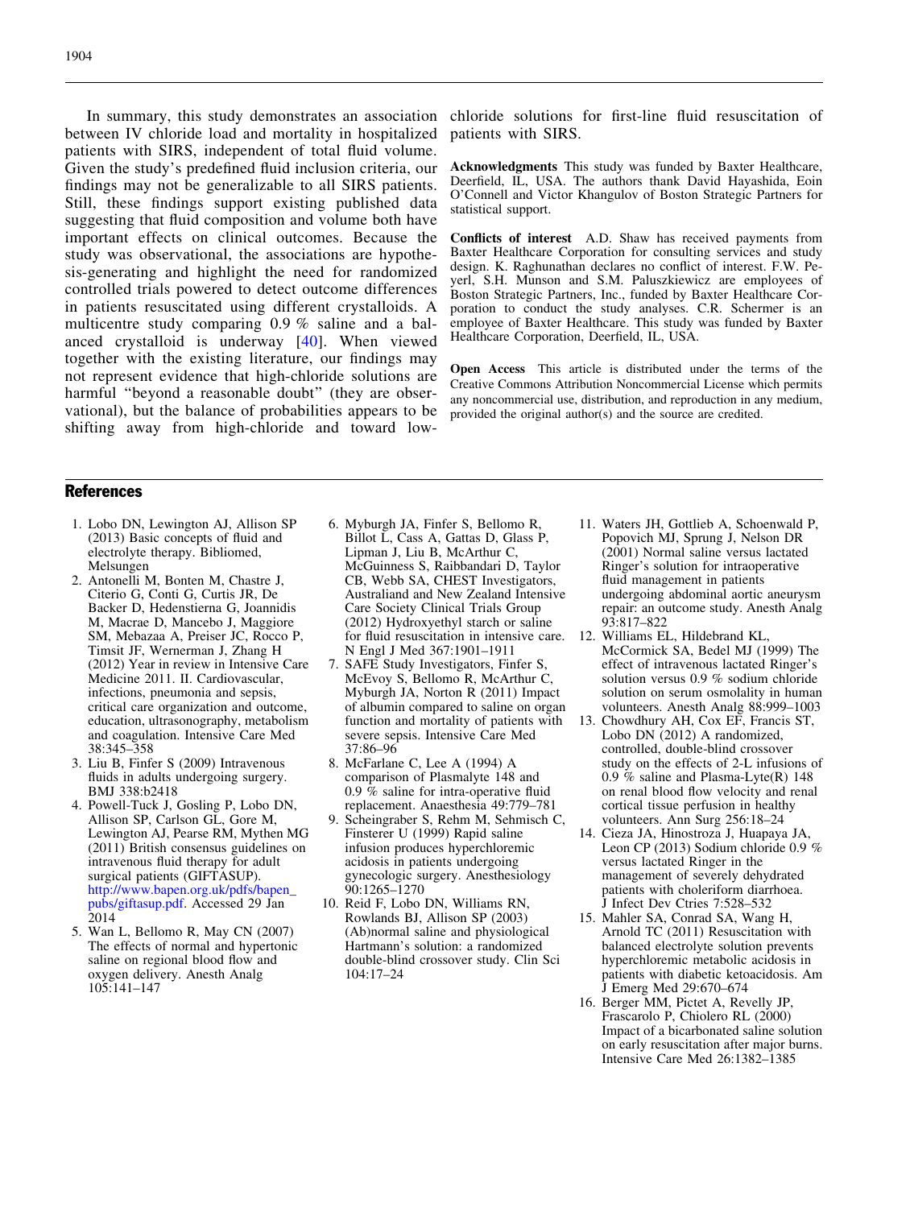In summary, this study demonstrates an association between IV chloride load and mortality in hospitalized patients with SIRS, independent of total fluid volume. Given the study's predefined fluid inclusion criteria, our findings may not be generalizable to all SIRS patients. Still, these findings support existing published data suggesting that fluid composition and volume both have important effects on clinical outcomes. Because the study was observational, the associations are hypothesis-generating and highlight the need for randomized controlled trials powered to detect outcome differences in patients resuscitated using different crystalloids. A multicentre study comparing 0.9 % saline and a balanced crystalloid is underway [40]. When viewed together with the existing literature, our findings may not represent evidence that high-chloride solutions are harmful "beyond a reasonable doubt" (they are observational), but the balance of probabilities appears to be shifting away from high-chloride and toward low-chloride solutions for first-line fluid resuscitation of patients with SIRS.

**Acknowledgments** This study was funded by Baxter Healthcare, Deerfield, IL, USA. The authors thank David Hayashida, Eoin O'Connell and Victor Khangulov of Boston Strategic Partners for statistical support.

**Conflicts of interest** A.D. Shaw has received payments from Baxter Healthcare Corporation for consulting services and study design. K. Raghunathan declares no conflict of interest. F.W. Peyerl, S.H. Munson and S.M. Paluszkiewicz are employees of Boston Strategic Partners, Inc., funded by Baxter Healthcare Corporation to conduct the study analyses. C.R. Schermer is an employee of Baxter Healthcare. This study was funded by Baxter Healthcare Corporation, Deerfield, IL, USA.

**Open Access** This article is distributed under the terms of the Creative Commons Attribution Noncommercial License which permits any noncommercial use, distribution, and reproduction in any medium, provided the original author(s) and the source are credited.

## References

1. Lobo DN, Lewington AJ, Allison SP (2013) Basic concepts of fluid and electrolyte therapy. Bibliomed, Melsungen
2. Antonelli M, Bonten M, Chastre J, Citerio G, Conti G, Curtis JR, De Backer D, Hedenstierna G, Joannidis M, Macrae D, Mancebo J, Maggiore SM, Mebazaa A, Preiser JC, Rocco P, Timsit JF, Wernerman J, Zhang H (2012) Year in review in Intensive Care Medicine 2011. II. Cardiovascular, infections, pneumonia and sepsis, critical care organization and outcome, education, ultrasonography, metabolism and coagulation. Intensive Care Med 38:345–358
3. Liu B, Finfer S (2009) Intravenous fluids in adults undergoing surgery. BMJ 338:b2418
4. Powell-Tuck J, Gosling P, Lobo DN, Allison SP, Carlson GL, Gore M, Lewington AJ, Pearse RM, Mythen MG (2011) British consensus guidelines on intravenous fluid therapy for adult surgical patients (GIFTASUP). http://www.bapen.org.uk/pdfs/bapen_pubs/giftasup.pdf. Accessed 29 Jan 2014
5. Wan L, Bellomo R, May CN (2007) The effects of normal and hypertonic saline on regional blood flow and oxygen delivery. Anesth Analg 105:141–147
6. Myburgh JA, Finfer S, Bellomo R, Billot L, Cass A, Gattas D, Glass P, Lipman J, Liu B, McArthur C, McGuinness S, Raibbandari D, Taylor CB, Webb SA, CHEST Investigators, Australiand and New Zealand Intensive Care Society Clinical Trials Group (2012) Hydroxyethyl starch or saline for fluid resuscitation in intensive care. N Engl J Med 367:1901–1911
7. SAFE Study Investigators, Finfer S, McEvoy S, Bellomo R, McArthur C, Myburgh JA, Norton R (2011) Impact of albumin compared to saline on organ function and mortality of patients with severe sepsis. Intensive Care Med 37:86–96
8. McFarlane C, Lee A (1994) A comparison of Plasmalyte 148 and 0.9 % saline for intra-operative fluid replacement. Anaesthesia 49:779–781
9. Scheingraber S, Rehm M, Sehmisch C, Finsterer U (1999) Rapid saline infusion produces hyperchloremic acidosis in patients undergoing gynecologic surgery. Anesthesiology 90:1265–1270
10. Reid F, Lobo DN, Williams RN, Rowlands BJ, Allison SP (2003) (Ab)normal saline and physiological Hartmann's solution: a randomized double-blind crossover study. Clin Sci 104:17–24
11. Waters JH, Gottlieb A, Schoenwald P, Popovich MJ, Sprung J, Nelson DR (2001) Normal saline versus lactated Ringer's solution for intraoperative fluid management in patients undergoing abdominal aortic aneurysm repair: an outcome study. Anesth Analg 93:817–822
12. Williams EL, Hildebrand KL, McCormick SA, Bedel MJ (1999) The effect of intravenous lactated Ringer's solution versus 0.9 % sodium chloride solution on serum osmolality in human volunteers. Anesth Analg 88:999–1003
13. Chowdhury AH, Cox EF, Francis ST, Lobo DN (2012) A randomized, controlled, double-blind crossover study on the effects of 2-L infusions of 0.9 % saline and Plasma-Lyte(R) 148 on renal blood flow velocity and renal cortical tissue perfusion in healthy volunteers. Ann Surg 256:18–24
14. Cieza JA, Hinostroza J, Huapaya JA, Leon CP (2013) Sodium chloride 0.9 % versus lactated Ringer in the management of severely dehydrated patients with choleriform diarrhoea. J Infect Dev Ctries 7:528–532
15. Mahler SA, Conrad SA, Wang H, Arnold TC (2011) Resuscitation with balanced electrolyte solution prevents hyperchloremic metabolic acidosis in patients with diabetic ketoacidosis. Am J Emerg Med 29:670–674
16. Berger MM, Pictet A, Revelly JP, Frascarolo P, Chiolero RL (2000) Impact of a bicarbonated saline solution on early resuscitation after major burns. Intensive Care Med 26:1382–1385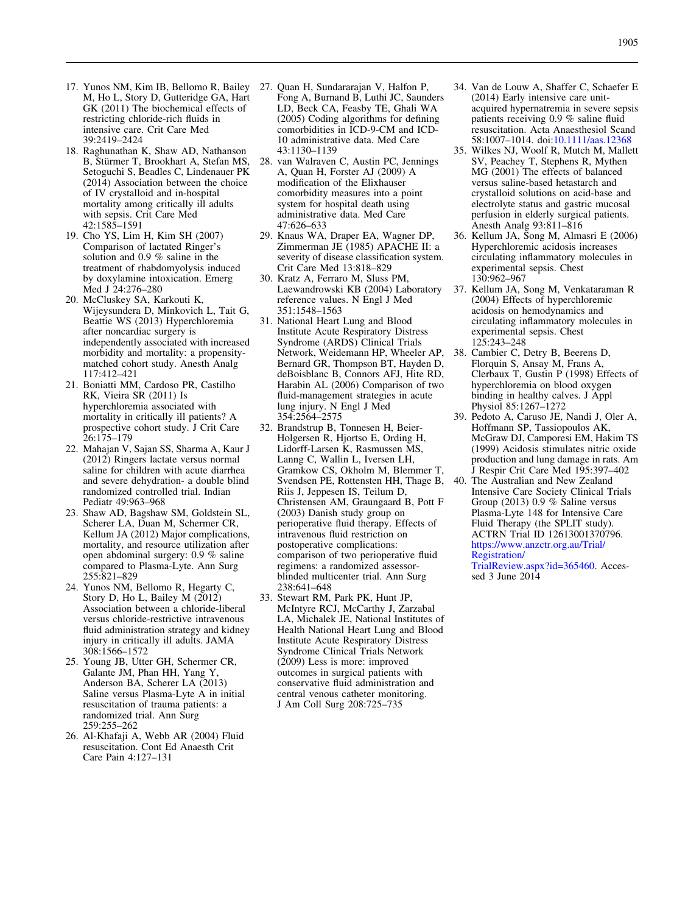17. Yunos NM, Kim IB, Bellomo R, Bailey M, Ho L, Story D, Gutteridge GA, Hart GK (2011) The biochemical effects of restricting chloride-rich fluids in intensive care. Crit Care Med 39:2419–2424
18. Raghunathan K, Shaw AD, Nathanson B, Stürmer T, Brookhart A, Stefan MS, Setoguchi S, Beadles C, Lindenauer PK (2014) Association between the choice of IV crystalloid and in-hospital mortality among critically ill adults with sepsis. Crit Care Med 42:1585–1591
19. Cho YS, Lim H, Kim SH (2007) Comparison of lactated Ringer's solution and 0.9 % saline in the treatment of rhabdomyolysis induced by doxylamine intoxication. Emerg Med J 24:276–280
20. McCluskey SA, Karkouti K, Wijeysundera D, Minkovich L, Tait G, Beattie WS (2013) Hyperchloremia after noncardiac surgery is independently associated with increased morbidity and mortality: a propensity-matched cohort study. Anesth Analg 117:412–421
21. Boniatti MM, Cardoso PR, Castilho RK, Vieira SR (2011) Is hyperchloremia associated with mortality in critically ill patients? A prospective cohort study. J Crit Care 26:175–179
22. Mahajan V, Sajan SS, Sharma A, Kaur J (2012) Ringers lactate versus normal saline for children with acute diarrhea and severe dehydration- a double blind randomized controlled trial. Indian Pediatr 49:963–968
23. Shaw AD, Bagshaw SM, Goldstein SL, Scherer LA, Duan M, Schermer CR, Kellum JA (2012) Major complications, mortality, and resource utilization after open abdominal surgery: 0.9 % saline compared to Plasma-Lyte. Ann Surg 255:821–829
24. Yunos NM, Bellomo R, Hegarty C, Story D, Ho L, Bailey M (2012) Association between a chloride-liberal versus chloride-restrictive intravenous fluid administration strategy and kidney injury in critically ill adults. JAMA 308:1566–1572
25. Young JB, Utter GH, Schermer CR, Galante JM, Phan HH, Yang Y, Anderson BA, Scherer LA (2013) Saline versus Plasma-Lyte A in initial resuscitation of trauma patients: a randomized trial. Ann Surg 259:255–262
26. Al-Khafaji A, Webb AR (2004) Fluid resuscitation. Cont Ed Anaesth Crit Care Pain 4:127–131
27. Quan H, Sundararajan V, Halfon P, Fong A, Burnand B, Luthi JC, Saunders LD, Beck CA, Feasby TE, Ghali WA (2005) Coding algorithms for defining comorbidities in ICD-9-CM and ICD-10 administrative data. Med Care 43:1130–1139
28. van Walraven C, Austin PC, Jennings A, Quan H, Forster AJ (2009) A modification of the Elixhauser comorbidity measures into a point system for hospital death using administrative data. Med Care 47:626–633
29. Knaus WA, Draper EA, Wagner DP, Zimmerman JE (1985) APACHE II: a severity of disease classification system. Crit Care Med 13:818–829
30. Kratz A, Ferraro M, Sluss PM, Laewandrowski KB (2004) Laboratory reference values. N Engl J Med 351:1548–1563
31. National Heart Lung and Blood Institute Acute Respiratory Distress Syndrome (ARDS) Clinical Trials Network, Weidemann HP, Wheeler AP, Bernard GR, Thompson BT, Hayden D, deBoisblanc B, Connors AFJ, Hite RD, Harabin AL (2006) Comparison of two fluid-management strategies in acute lung injury. N Engl J Med 354:2564–2575
32. Brandstrup B, Tonnesen H, Beier-Holgersen R, Hjortso E, Ording H, Lidorff-Larsen K, Rasmussen MS, Lanng C, Wallin L, Iversen LH, Gramkow CS, Okholm M, Blemmer T, Svendsen PE, Rottensten HH, Thage B, Riis J, Jeppesen IS, Teilum D, Christensen AM, Graungaard B, Pott F (2003) Danish study group on perioperative fluid therapy. Effects of intravenous fluid restriction on postoperative complications: comparison of two perioperative fluid regimens: a randomized assessor-blinded multicenter trial. Ann Surg 238:641–648
33. Stewart RM, Park PK, Hunt JP, McIntyre RCJ, McCarthy J, Zarzabal LA, Michalek JE, National Institutes of Health National Heart Lung and Blood Institute Acute Respiratory Distress Syndrome Clinical Trials Network (2009) Less is more: improved outcomes in surgical patients with conservative fluid administration and central venous catheter monitoring. J Am Coll Surg 208:725–735
34. Van de Louw A, Shaffer C, Schaefer E (2014) Early intensive care unit-acquired hypernatremia in severe sepsis patients receiving 0.9 % saline fluid resuscitation. Acta Anaesthesiol Scand 58:1007–1014. doi:10.1111/aas.12368
35. Wilkes NJ, Woolf R, Mutch M, Mallett SV, Peachey T, Stephens R, Mythen MG (2001) The effects of balanced versus saline-based hetastarch and crystalloid solutions on acid-base and electrolyte status and gastric mucosal perfusion in elderly surgical patients. Anesth Analg 93:811–816
36. Kellum JA, Song M, Almasri E (2006) Hyperchloremic acidosis increases circulating inflammatory molecules in experimental sepsis. Chest 130:962–967
37. Kellum JA, Song M, Venkataraman R (2004) Effects of hyperchloremic acidosis on hemodynamics and circulating inflammatory molecules in experimental sepsis. Chest 125:243–248
38. Cambier C, Detry B, Beerens D, Florquin S, Ansay M, Frans A, Clerbaux T, Gustin P (1998) Effects of hyperchloremia on blood oxygen binding in healthy calves. J Appl Physiol 85:1267–1272
39. Pedoto A, Caruso JE, Nandi J, Oler A, Hoffmann SP, Tassiopoulos AK, McGraw DJ, Camporesi EM, Hakim TS (1999) Acidosis stimulates nitric oxide production and lung damage in rats. Am J Respir Crit Care Med 195:397–402
40. The Australian and New Zealand Intensive Care Society Clinical Trials Group (2013) 0.9 % Saline versus Plasma-Lyte 148 for Intensive Care Fluid Therapy (the SPLIT study). ACTRN Trial ID 12613001370796. https://www.anzctr.org.au/Trial/Registration/TrialReview.aspx?id=365460. Accessed 3 June 2014